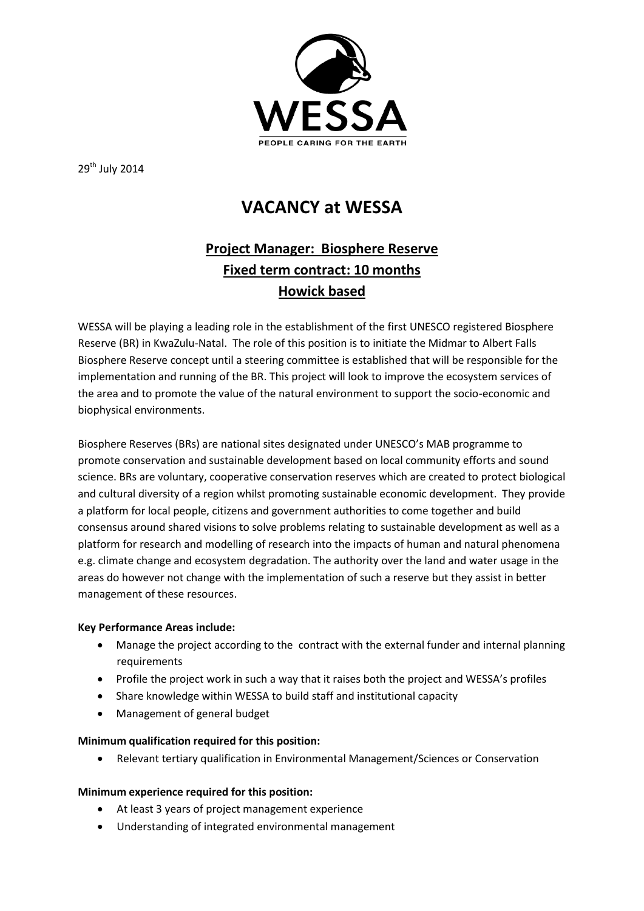WESSA

PEOPLE CARING FOR THE EARTH

29th July 2014

# VACANCY at WESSA

## Project Manager: Biosphere Reserve
## Fixed term contract: 10 months
## Howick based

WESSA will be playing a leading role in the establishment of the first UNESCO registered Biosphere Reserve (BR) in KwaZulu-Natal. The role of this position is to initiate the Midmar to Albert Falls Biosphere Reserve concept until a steering committee is established that will be responsible for the implementation and running of the BR. This project will look to improve the ecosystem services of the area and to promote the value of the natural environment to support the socio-economic and biophysical environments.

Biosphere Reserves (BRs) are national sites designated under UNESCO's MAB programme to promote conservation and sustainable development based on local community efforts and sound science. BRs are voluntary, cooperative conservation reserves which are created to protect biological and cultural diversity of a region whilst promoting sustainable economic development. They provide a platform for local people, citizens and government authorities to come together and build consensus around shared visions to solve problems relating to sustainable development as well as a platform for research and modelling of research into the impacts of human and natural phenomena e.g. climate change and ecosystem degradation. The authority over the land and water usage in the areas do however not change with the implementation of such a reserve but they assist in better management of these resources.

**Key Performance Areas include:**

- Manage the project according to the contract with the external funder and internal planning requirements
- Profile the project work in such a way that it raises both the project and WESSA's profiles
- Share knowledge within WESSA to build staff and institutional capacity
- Management of general budget

**Minimum qualification required for this position:**

- Relevant tertiary qualification in Environmental Management/Sciences or Conservation

**Minimum experience required for this position:**

- At least 3 years of project management experience
- Understanding of integrated environmental management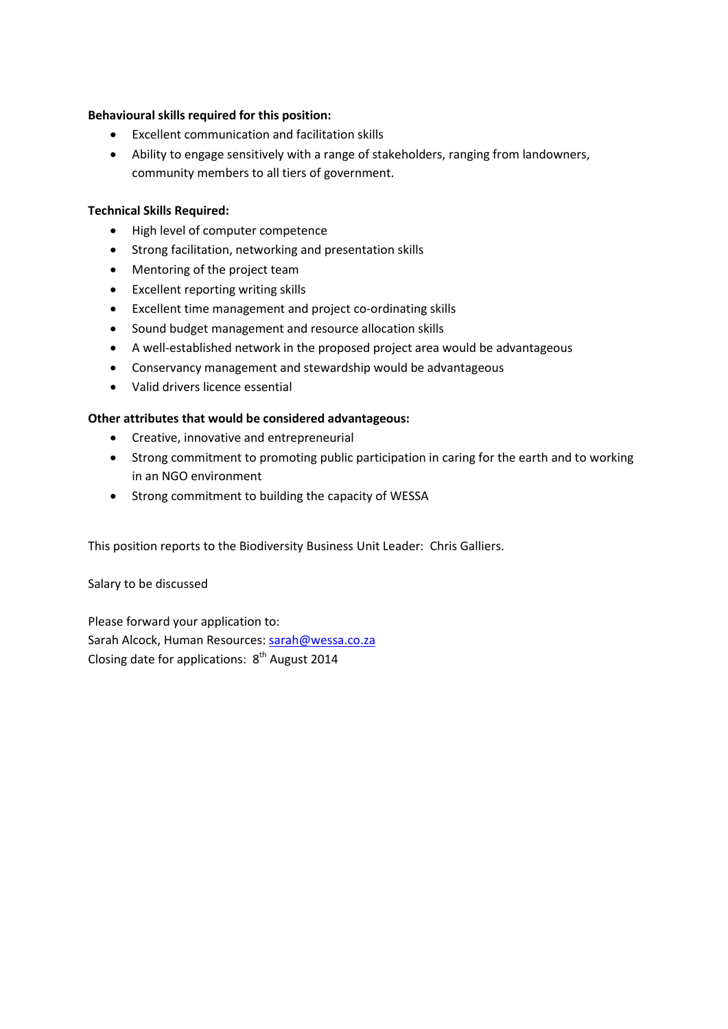**Behavioural skills required for this position:**

- Excellent communication and facilitation skills
- Ability to engage sensitively with a range of stakeholders, ranging from landowners, community members to all tiers of government.

**Technical Skills Required:**

- High level of computer competence
- Strong facilitation, networking and presentation skills
- Mentoring of the project team
- Excellent reporting writing skills
- Excellent time management and project co-ordinating skills
- Sound budget management and resource allocation skills
- A well-established network in the proposed project area would be advantageous
- Conservancy management and stewardship would be advantageous
- Valid drivers licence essential

**Other attributes that would be considered advantageous:**

- Creative, innovative and entrepreneurial
- Strong commitment to promoting public participation in caring for the earth and to working in an NGO environment
- Strong commitment to building the capacity of WESSA

This position reports to the Biodiversity Business Unit Leader: Chris Galliers.

Salary to be discussed

Please forward your application to:
Sarah Alcock, Human Resources: sarah@wessa.co.za
Closing date for applications: 8th August 2014